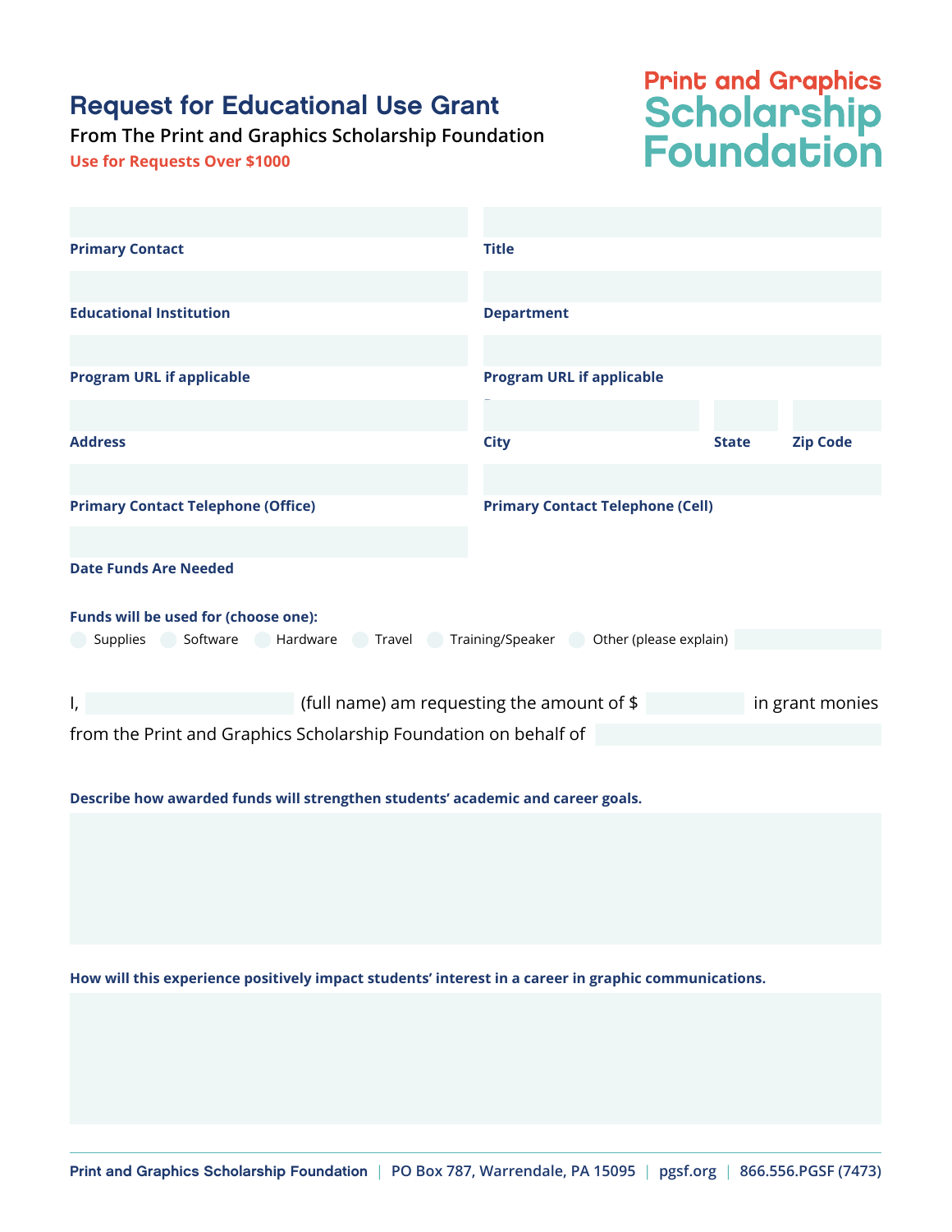# Request for Educational Use Grant

From The Print and Graphics Scholarship Foundation

**Use for Requests Over $1000**

Print and Graphics Scholarship Foundation

**Primary Contact**

**Title**

**Educational Institution**

**Department**

**Program URL if applicable**

**Program URL if applicable**

**Address**

**City**

**State**

**Zip Code**

**Primary Contact Telephone (Office)**

**Primary Contact Telephone (Cell)**

**Date Funds Are Needed**

**Funds will be used for (choose one):**

- Supplies
- Software
- Hardware
- Travel
- Training/Speaker
- Other (please explain)

I, ____________ (full name) am requesting the amount of $ ________ in grant monies from the Print and Graphics Scholarship Foundation on behalf of ____________

**Describe how awarded funds will strengthen students' academic and career goals.**

**How will this experience positively impact students' interest in a career in graphic communications.**

Print and Graphics Scholarship Foundation | PO Box 787, Warrendale, PA 15095 | pgsf.org | 866.556.PGSF (7473)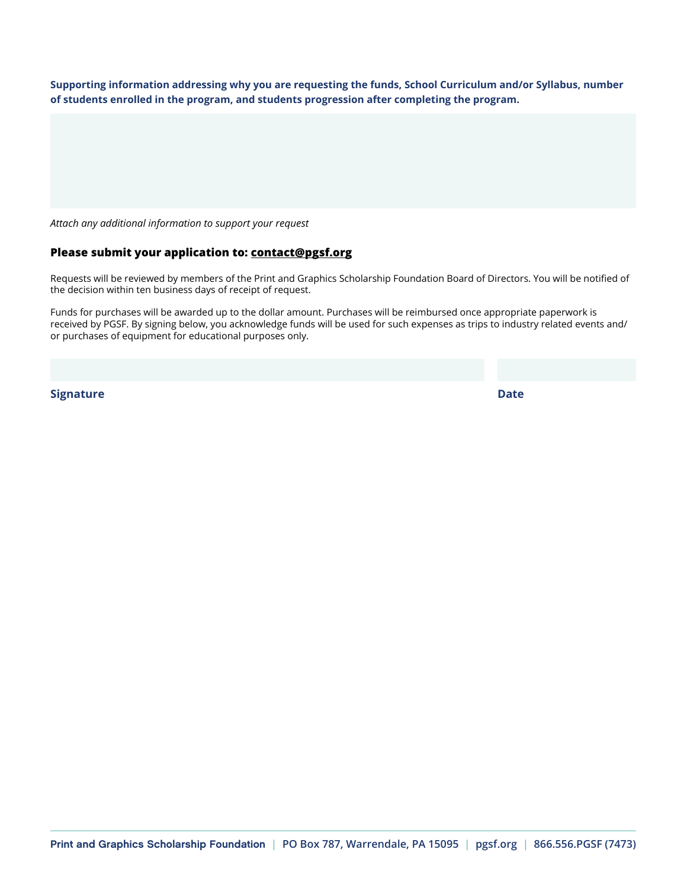**Supporting information addressing why you are requesting the funds, School Curriculum and/or Syllabus, number of students enrolled in the program, and students progression after completing the program.**

*Attach any additional information to support your request*

**Please submit your application to: contact@pgsf.org**

Requests will be reviewed by members of the Print and Graphics Scholarship Foundation Board of Directors. You will be notified of the decision within ten business days of receipt of request.

Funds for purchases will be awarded up to the dollar amount. Purchases will be reimbursed once appropriate paperwork is received by PGSF. By signing below, you acknowledge funds will be used for such expenses as trips to industry related events and/or purchases of equipment for educational purposes only.

**Signature** **Date**

**Print and Graphics Scholarship Foundation** | PO Box 787, Warrendale, PA 15095 | pgsf.org | 866.556.PGSF (7473)